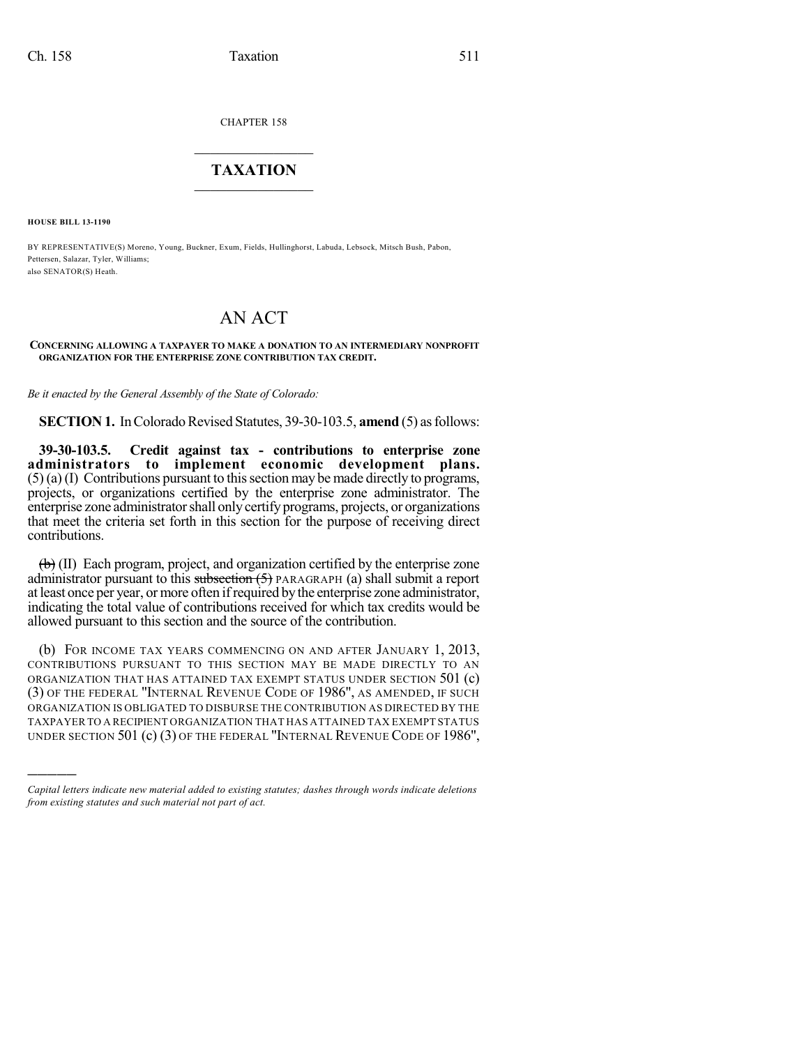CHAPTER 158

# TAXATION

**HOUSE BILL 13-1190**

BY REPRESENTATIVE(S) Moreno, Young, Buckner, Exum, Fields, Hullinghorst, Labuda, Lebsock, Mitsch Bush, Pabon, Pettersen, Salazar, Tyler, Williams;
also SENATOR(S) Heath.

# AN ACT

**CONCERNING ALLOWING A TAXPAYER TO MAKE A DONATION TO AN INTERMEDIARY NONPROFIT ORGANIZATION FOR THE ENTERPRISE ZONE CONTRIBUTION TAX CREDIT.**

*Be it enacted by the General Assembly of the State of Colorado:*

**SECTION 1.** In Colorado Revised Statutes, 39-30-103.5, **amend** (5) as follows:

**39-30-103.5. Credit against tax - contributions to enterprise zone administrators to implement economic development plans.** (5) (a) (I) Contributions pursuant to this section may be made directly to programs, projects, or organizations certified by the enterprise zone administrator. The enterprise zone administrator shall only certify programs, projects, or organizations that meet the criteria set forth in this section for the purpose of receiving direct contributions.

~~(b)~~ (II) Each program, project, and organization certified by the enterprise zone administrator pursuant to this ~~subsection (5)~~ PARAGRAPH (a) shall submit a report at least once per year, or more often if required by the enterprise zone administrator, indicating the total value of contributions received for which tax credits would be allowed pursuant to this section and the source of the contribution.

(b) FOR INCOME TAX YEARS COMMENCING ON AND AFTER JANUARY 1, 2013, CONTRIBUTIONS PURSUANT TO THIS SECTION MAY BE MADE DIRECTLY TO AN ORGANIZATION THAT HAS ATTAINED TAX EXEMPT STATUS UNDER SECTION 501 (c) (3) OF THE FEDERAL "INTERNAL REVENUE CODE OF 1986", AS AMENDED, IF SUCH ORGANIZATION IS OBLIGATED TO DISBURSE THE CONTRIBUTION AS DIRECTED BY THE TAXPAYER TO A RECIPIENT ORGANIZATION THAT HAS ATTAINED TAX EXEMPT STATUS UNDER SECTION 501 (c) (3) OF THE FEDERAL "INTERNAL REVENUE CODE OF 1986",

---

*Capital letters indicate new material added to existing statutes; dashes through words indicate deletions from existing statutes and such material not part of act.*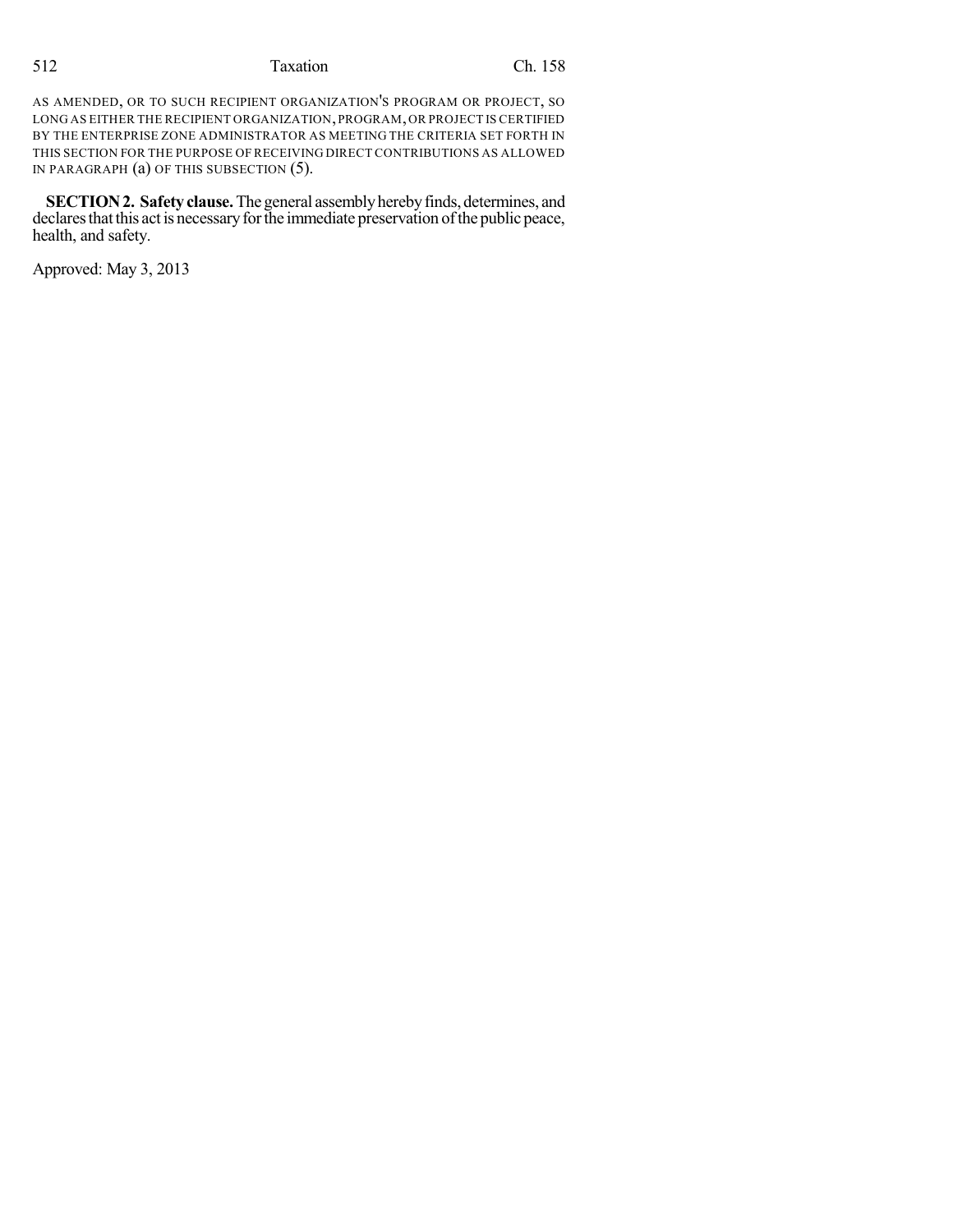AS AMENDED, OR TO SUCH RECIPIENT ORGANIZATION'S PROGRAM OR PROJECT, SO LONG AS EITHER THE RECIPIENT ORGANIZATION, PROGRAM, OR PROJECT IS CERTIFIED BY THE ENTERPRISE ZONE ADMINISTRATOR AS MEETING THE CRITERIA SET FORTH IN THIS SECTION FOR THE PURPOSE OF RECEIVING DIRECT CONTRIBUTIONS AS ALLOWED IN PARAGRAPH (a) OF THIS SUBSECTION (5).

**SECTION 2. Safety clause.** The general assembly hereby finds, determines, and declares that this act is necessary for the immediate preservation of the public peace, health, and safety.

Approved: May 3, 2013